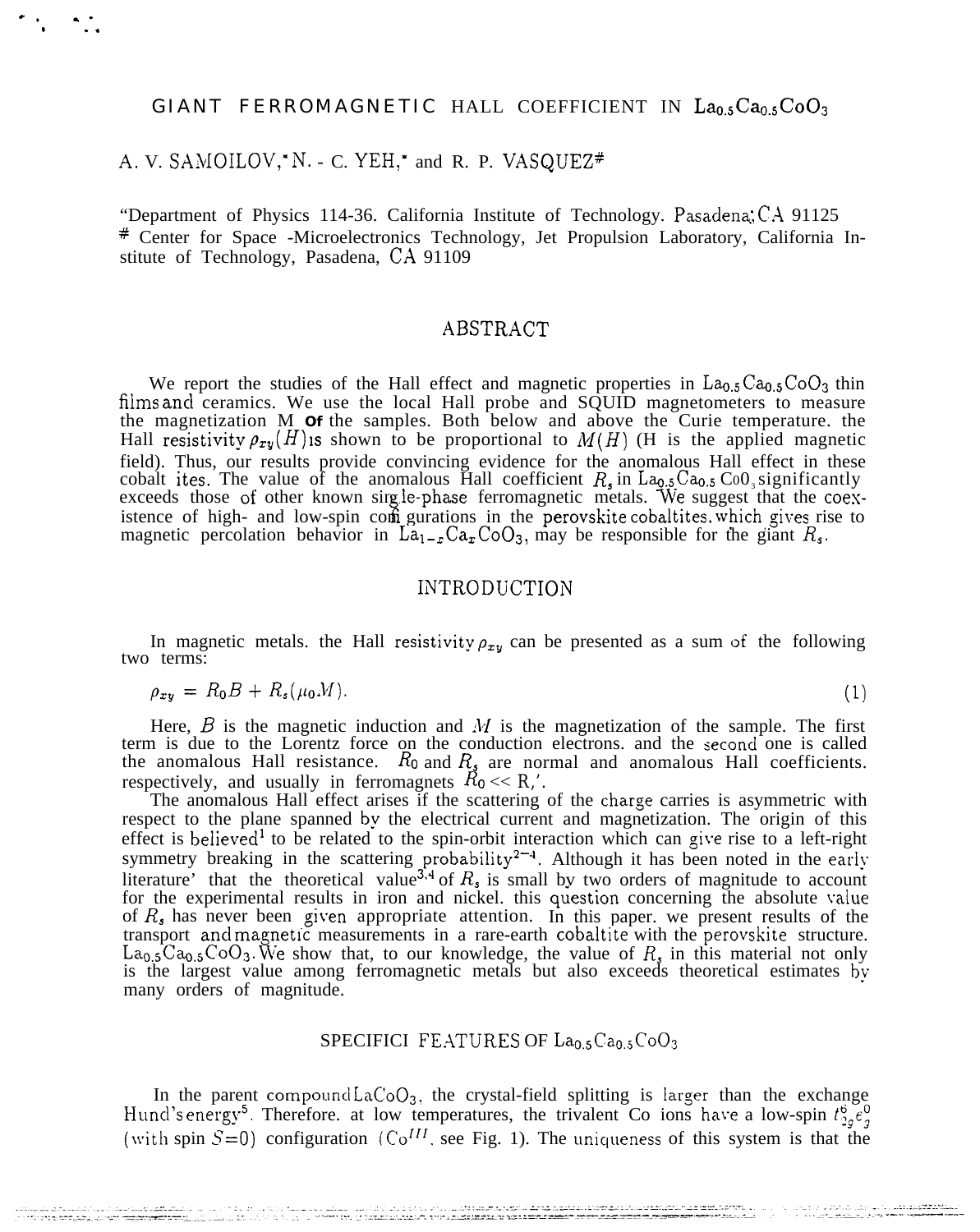# GIANT FERROMAGNETIC HALL COEFFICIENT IN $La_{0.5}Ca_{0.5}CoO_3$

A. V. SAMOILOV,* N.-C. YEH,* and R. P. VASQUEZ#

*Department of Physics 114-36. California Institute of Technology. Pasadena, CA 91125
# Center for Space -Microelectronics Technology, Jet Propulsion Laboratory, California Institute of Technology, Pasadena, CA 91109

## ABSTRACT

We report the studies of the Hall effect and magnetic properties in $La_{0.5}Ca_{0.5}CoO_3$ thin films and ceramics. We use the local Hall probe and SQUID magnetometers to measure the magnetization M of the samples. Both below and above the Curie temperature. the Hall resistivity $\rho_{xy}(H)$ is shown to be proportional to $M(H)$ (H is the applied magnetic field). Thus, our results provide convincing evidence for the anomalous Hall effect in these cobaltites. The value of the anomalous Hall coefficient $R_s$ in $La_{0.5}Ca_{0.5}CoO_3$ significantly exceeds those of other known single-phase ferromagnetic metals. We suggest that the coexistence of high- and low-spin configurations in the perovskite cobaltites, which gives rise to magnetic percolation behavior in $La_{1-x}Ca_xCoO_3$, may be responsible for the giant $R_s$.

## INTRODUCTION

In magnetic metals. the Hall resistivity $\rho_{xy}$ can be presented as a sum of the following two terms:

$$\rho_{xy} = R_0 B + R_s(\mu_0 M). \tag{1}$$

Here, $B$ is the magnetic induction and $M$ is the magnetization of the sample. The first term is due to the Lorentz force on the conduction electrons. and the second one is called the anomalous Hall resistance. $R_0$ and $R_s$ are normal and anomalous Hall coefficients. respectively, and usually in ferromagnets $R_0 << R_s$[1].

The anomalous Hall effect arises if the scattering of the charge carriers is asymmetric with respect to the plane spanned by the electrical current and magnetization. The origin of this effect is believed[1] to be related to the spin-orbit interaction which can give rise to a left-right symmetry breaking in the scattering probability[2-4]. Although it has been noted in the early literature[1] that the theoretical value[3,4] of $R_s$ is small by two orders of magnitude to account for the experimental results in iron and nickel. this question concerning the absolute value of $R_s$ has never been given appropriate attention. In this paper. we present results of the transport and magnetic measurements in a rare-earth cobaltite with the perovskite structure. $La_{0.5}Ca_{0.5}CoO_3$. We show that, to our knowledge, the value of $R_s$ in this material not only is the largest value among ferromagnetic metals but also exceeds theoretical estimates by many orders of magnitude.

## SPECIFIC FEATURES OF $La_{0.5}Ca_{0.5}CoO_3$

In the parent compound $LaCoO_3$, the crystal-field splitting is larger than the exchange Hund's energy[5]. Therefore. at low temperatures, the trivalent Co ions have a low-spin $t_{2g}^6 e_g^0$ (with spin $S=0$) configuration ($Co^{III}$, see Fig. 1). The uniqueness of this system is that the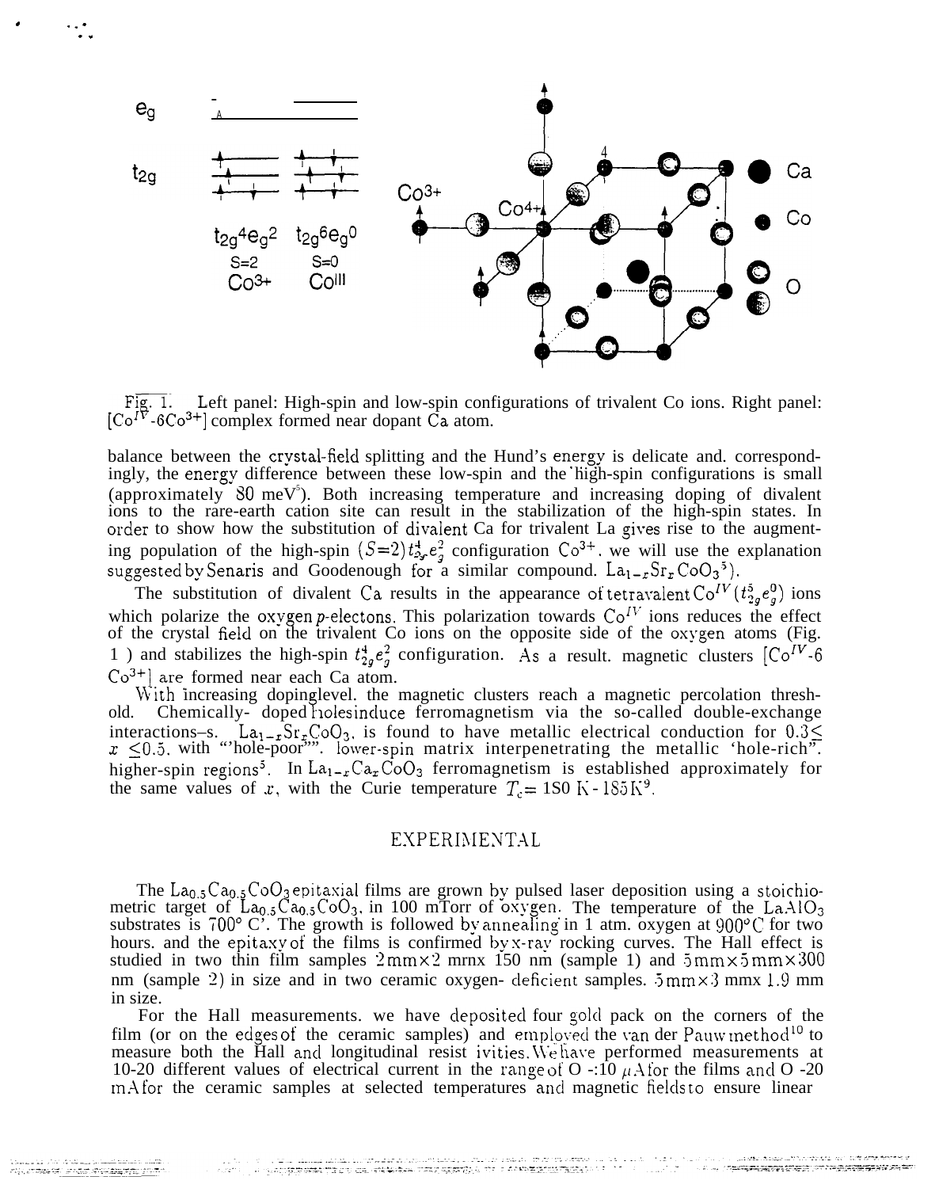Fig. 1. Left panel: High-spin and low-spin configurations of trivalent Co ions. Right panel: [$Co^{IV}$-6$Co^{3+}$] complex formed near dopant Ca atom.

balance between the crystal-field splitting and the Hund's energy is delicate and. correspondingly, the energy difference between these low-spin and the high-spin configurations is small (approximately 80 meV[5]). Both increasing temperature and increasing doping of divalent ions to the rare-earth cation site can result in the stabilization of the high-spin states. In order to show how the substitution of divalent Ca for trivalent La gives rise to the augmenting population of the high-spin $(S=2)t_{2g}^4e_g^2$ configuration $Co^{3+}$. we will use the explanation suggested by Senaris and Goodenough for a similar compound. $La_{1-x}Sr_xCoO_3$[5]).

The substitution of divalent Ca results in the appearance of tetravalent $Co^{IV}(t_{2g}^5e_g^0)$ ions which polarize the oxygen p-electons. This polarization towards $Co^{IV}$ ions reduces the effect of the crystal field on the trivalent Co ions on the opposite side of the oxygen atoms (Fig. 1 ) and stabilizes the high-spin $t_{2g}^4e_g^2$ configuration. As a result. magnetic clusters [$Co^{IV}$-6 $Co^{3+}$] are formed near each Ca atom.

With increasing dopinglevel. the magnetic clusters reach a magnetic percolation threshold. Chemically- doped holesinduce ferromagnetism via the so-called double-exchange interactions–s. $La_{1-x}Sr_xCoO_3$. is found to have metallic electrical conduction for $0.3 \leq x \leq 0.5$. with "'hole-poor"". lower-spin matrix interpenetrating the metallic 'hole-rich". higher-spin regions[5]. In $La_{1-x}Ca_xCoO_3$ ferromagnetism is established approximately for the same values of $x$, with the Curie temperature $T_c$= 1S0 K - 185 K[9].

## EXPERIMENTAL

The $La_{0.5}Ca_{0.5}CoO_3$ epitaxial films are grown by pulsed laser deposition using a stoichiometric target of $La_{0.5}Ca_{0.5}CoO_3$. in 100 mTorr of oxygen. The temperature of the $LaAlO_3$ substrates is 700° C'. The growth is followed by annealing in 1 atm. oxygen at 900°C for two hours. and the epitaxy of the films is confirmed by x-ray rocking curves. The Hall effect is studied in two thin film samples 2 mm×2 mrnx 150 nm (sample 1) and 5 mm×5 mm×300 nm (sample 2) in size and in two ceramic oxygen- deficient samples. 5 mm×3 mmx 1.9 mm in size.

For the Hall measurements. we have deposited four gold pack on the corners of the film (or on the edges of the ceramic samples) and employed the van der Pauw method[10] to measure both the Hall and longitudinal resist ivities. We have performed measurements at 10-20 different values of electrical current in the range of O -:10 $\mu$A for the films and O -20 mA for the ceramic samples at selected temperatures and magnetic fields to ensure linear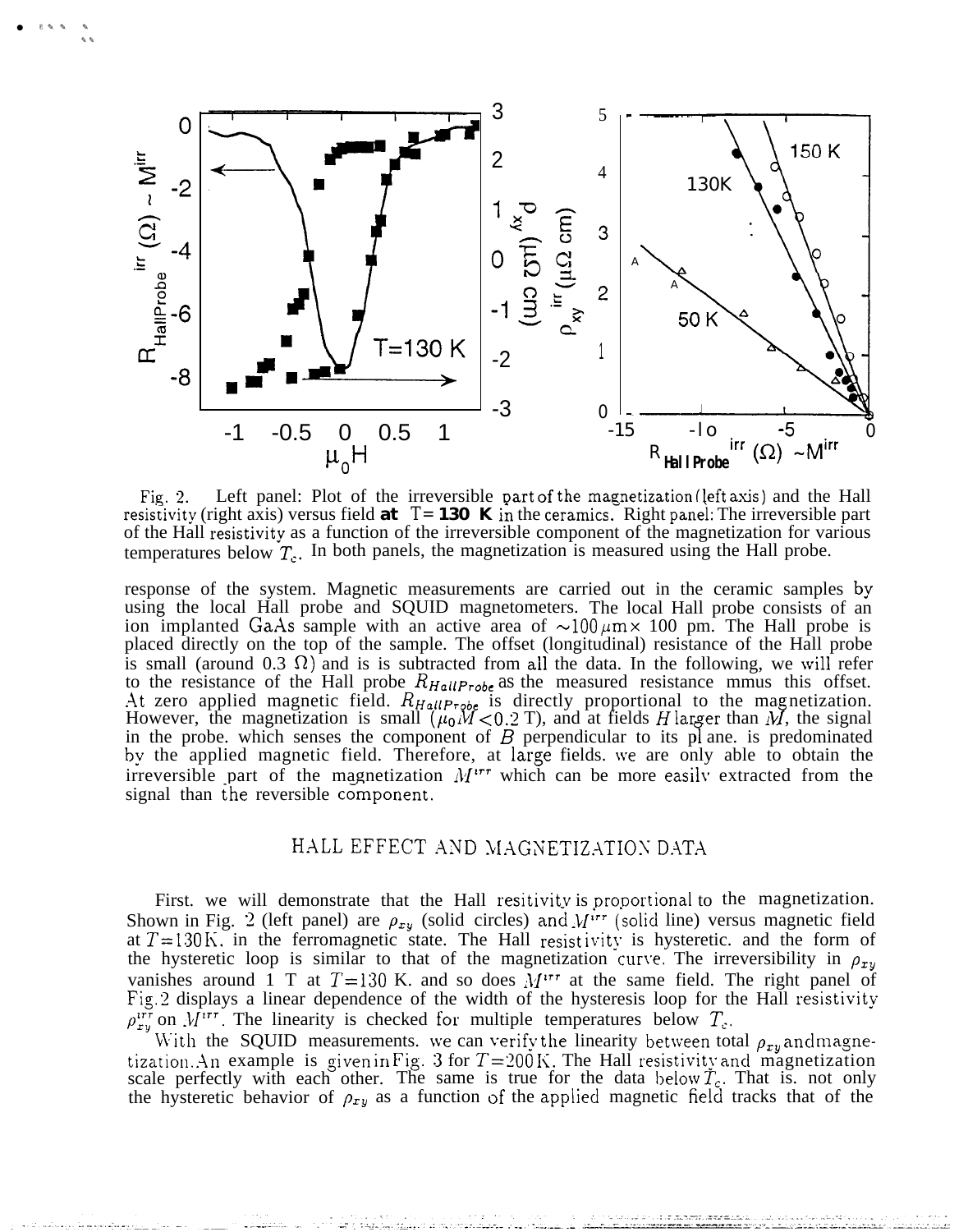Fig. 2. Left panel: Plot of the irreversible part of the magnetization (left axis) and the Hall resistivity (right axis) versus field at T = 130 K in the ceramics. Right panel: The irreversible part of the Hall resistivity as a function of the irreversible component of the magnetization for various temperatures below $T_c$. In both panels, the magnetization is measured using the Hall probe.

response of the system. Magnetic measurements are carried out in the ceramic samples by using the local Hall probe and SQUID magnetometers. The local Hall probe consists of an ion implanted GaAs sample with an active area of $\sim 100\,\mu$m $\times$ 100 pm. The Hall probe is placed directly on the top of the sample. The offset (longitudinal) resistance of the Hall probe is small (around 0.3 $\Omega$) and is is subtracted from all the data. In the following, we will refer to the resistance of the Hall probe $R_{HallProbe}$ as the measured resistance mmus this offset. At zero applied magnetic field. $R_{HallProbe}$ is directly proportional to the magnetization. However, the magnetization is small ($\mu_0 M < 0.2$ T), and at fields $H$ larger than $M$, the signal in the probe. which senses the component of $B$ perpendicular to its pl ane. is predominated by the applied magnetic field. Therefore, at large fields. we are only able to obtain the irreversible part of the magnetization $M^{irr}$ which can be more easily extracted from the signal than the reversible component.

## HALL EFFECT AND MAGNETIZATION DATA

First. we will demonstrate that the Hall resitivity is proportional to the magnetization. Shown in Fig. 2 (left panel) are $\rho_{xy}$ (solid circles) and $M^{irr}$ (solid line) versus magnetic field at $T$=130 K. in the ferromagnetic state. The Hall resistivity is hysteretic. and the form of the hysteretic loop is similar to that of the magnetization curve. The irreversibility in $\rho_{xy}$ vanishes around 1 T at $T$=130 K. and so does $M^{irr}$ at the same field. The right panel of Fig. 2 displays a linear dependence of the width of the hysteresis loop for the Hall resistivity $\rho_{xy}^{irr}$ on $M^{irr}$. The linearity is checked for multiple temperatures below $T_c$.

With the SQUID measurements. we can verify the linearity between total $\rho_{xy}$ and magnetization. An example is given in Fig. 3 for $T$=200 K. The Hall resistivity and magnetization scale perfectly with each other. The same is true for the data below $T_c$. That is. not only the hysteretic behavior of $\rho_{xy}$ as a function of the applied magnetic field tracks that of the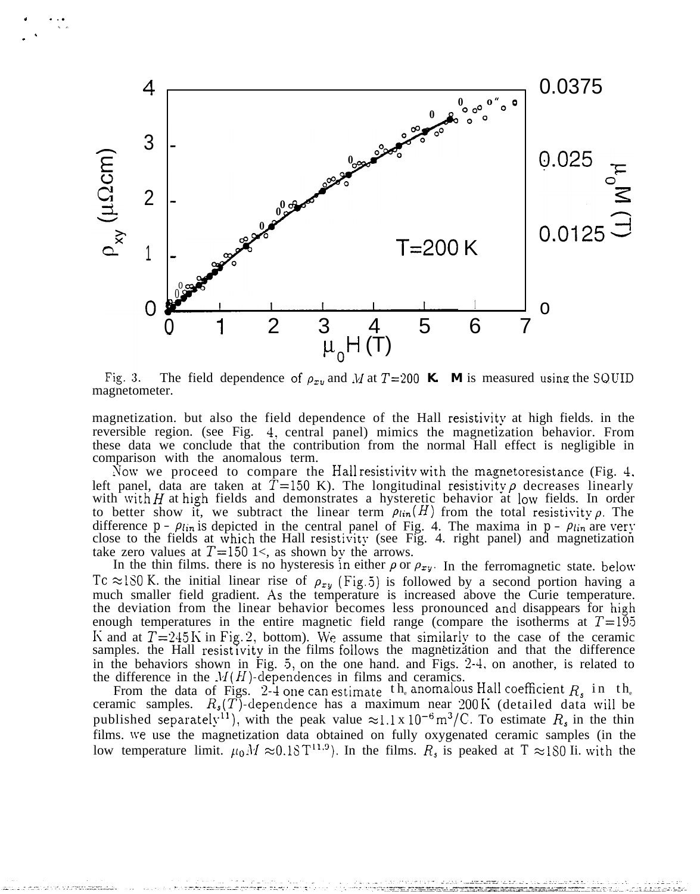Fig. 3. The field dependence of $\rho_{xy}$ and $M$ at $T$=200 K. M is measured using the SQUID magnetometer.

magnetization. but also the field dependence of the Hall resistivity at high fields. in the reversible region. (see Fig. 4, central panel) mimics the magnetization behavior. From these data we conclude that the contribution from the normal Hall effect is negligible in comparison with the anomalous term.

Now we proceed to compare the Hall resistivity with the magnetoresistance (Fig. 4, left panel, data are taken at $T$=150 K). The longitudinal resistivity $\rho$ decreases linearly with with $H$ at high fields and demonstrates a hysteretic behavior at low fields. In order to better show it, we subtract the linear term $\rho_{lin}(H)$ from the total resistivity $\rho$. The difference $\rho - \rho_{lin}$ is depicted in the central panel of Fig. 4. The maxima in $\rho - \rho_{lin}$ are very close to the fields at which the Hall resistivity (see Fig. 4. right panel) and magnetization take zero values at $T$=150 K, as shown by the arrows.

In the thin films. there is no hysteresis in either $\rho$ or $\rho_{xy}$. In the ferromagnetic state. below Tc $\approx$180 K. the initial linear rise of $\rho_{xy}$ (Fig.5) is followed by a second portion having a much smaller field gradient. As the temperature is increased above the Curie temperature. the deviation from the linear behavior becomes less pronounced and disappears for high enough temperatures in the entire magnetic field range (compare the isotherms at $T$=195 K and at $T$=245 K in Fig. 2, bottom). We assume that similarly to the case of the ceramic samples. the Hall resistivity in the films follows the magnetization and that the difference in the behaviors shown in Fig. 5, on the one hand. and Figs. 2-4, on another, is related to the difference in the $M(H)$-dependences in films and ceramics.

From the data of Figs. 2-4 one can estimate the anomalous Hall coefficient $R_s$ in the ceramic samples. $R_s(T)$-dependence has a maximum near 200 K (detailed data will be published separately[11]), with the peak value $\approx 1.1 \times 10^{-6}$ m$^3$/C. To estimate $R_s$ in the thin films. we use the magnetization data obtained on fully oxygenated ceramic samples (in the low temperature limit. $\mu_0 M \approx 0.18$ T[11,9]). In the films. $R_s$ is peaked at T $\approx$180 K. with the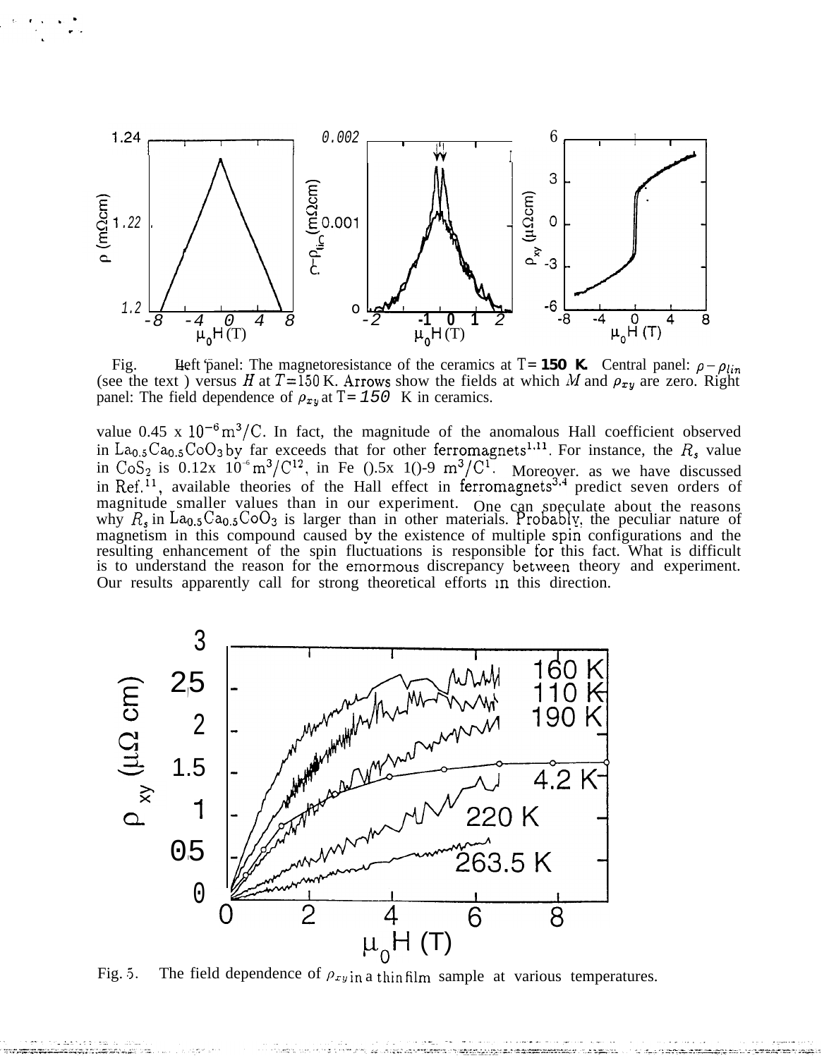Fig. 4. Left panel: The magnetoresistance of the ceramics at $T = 150$ K. Central panel: $\rho - \rho_{lin}$ (see the text) versus $H$ at $T=150$ K. Arrows show the fields at which $M$ and $\rho_{xy}$ are zero. Right panel: The field dependence of $\rho_{xy}$ at $T = 150$ K in ceramics.

value 0.45 x $10^{-6}$ $m^3/C$. In fact, the magnitude of the anomalous Hall coefficient observed in $La_{0.5}Ca_{0.5}CoO_3$ by far exceeds that for other ferromagnets[1,11]. For instance, the $R_s$ value in $CoS_2$ is 0.12x $10^{-6}$ $m^3/C$[12], in Fe ().5x 1()-9 $m^3/C$[1]. Moreover. as we have discussed in Ref.[11], available theories of the Hall effect in ferromagnets[3,4] predict seven orders of magnitude smaller values than in our experiment. One can speculate about the reasons why $R_s$ in $La_{0.5}Ca_{0.5}CoO_3$ is larger than in other materials. Probably, the peculiar nature of magnetism in this compound caused by the existence of multiple spin configurations and the resulting enhancement of the spin fluctuations is responsible for this fact. What is difficult is to understand the reason for the emormous discrepancy between theory and experiment. Our results apparently call for strong theoretical efforts in this direction.

Fig. 5. The field dependence of $\rho_{xy}$ in a thin film sample at various temperatures.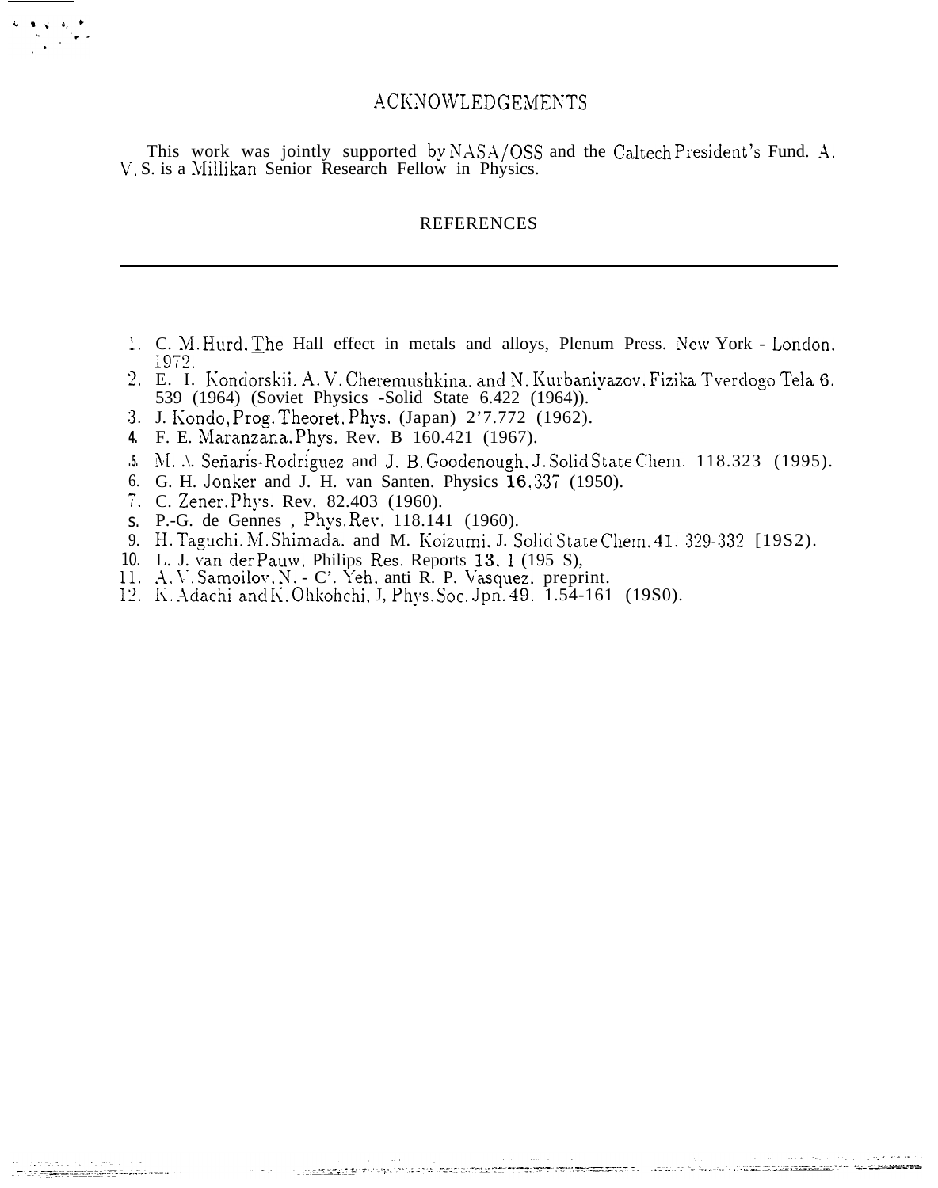## ACKNOWLEDGEMENTS

This work was jointly supported by NASA/OSS and the Caltech President's Fund. A. V. S. is a Millikan Senior Research Fellow in Physics.

## REFERENCES

1. C. M. Hurd, The Hall effect in metals and alloys, Plenum Press. New York - London. 1972.
2. E. I. Kondorskii, A. V. Cheremushkina, and N. Kurbaniyazov, Fizika Tverdogo Tela 6. 539 (1964) (Soviet Physics -Solid State 6.422 (1964)).
3. J. Kondo, Prog. Theoret. Phys. (Japan) 2'7.772 (1962).
4. F. E. Maranzana, Phys. Rev. B 160.421 (1967).
5. M. A. Señarís-Rodríguez and J. B. Goodenough, J. Solid State Chem. 118.323 (1995).
6. G. H. Jonker and J. H. van Santen. Physics 16,337 (1950).
7. C. Zener, Phys. Rev. 82.403 (1960).
8. P.-G. de Gennes , Phys. Rev. 118.141 (1960).
9. H. Taguchi, M. Shimada, and M. Koizumi, J. Solid State Chem. 41. 329-332 [19S2).
10. L. J. van der Pauw, Philips Res. Reports 13. 1 (195 S),
11. A. V. Samoilov, N. - C'. Yeh, anti R. P. Vasquez, preprint.
12. K. Adachi and K. Ohkohchi, J, Phys. Soc. Jpn. 49. 1.54-161 (19S0).